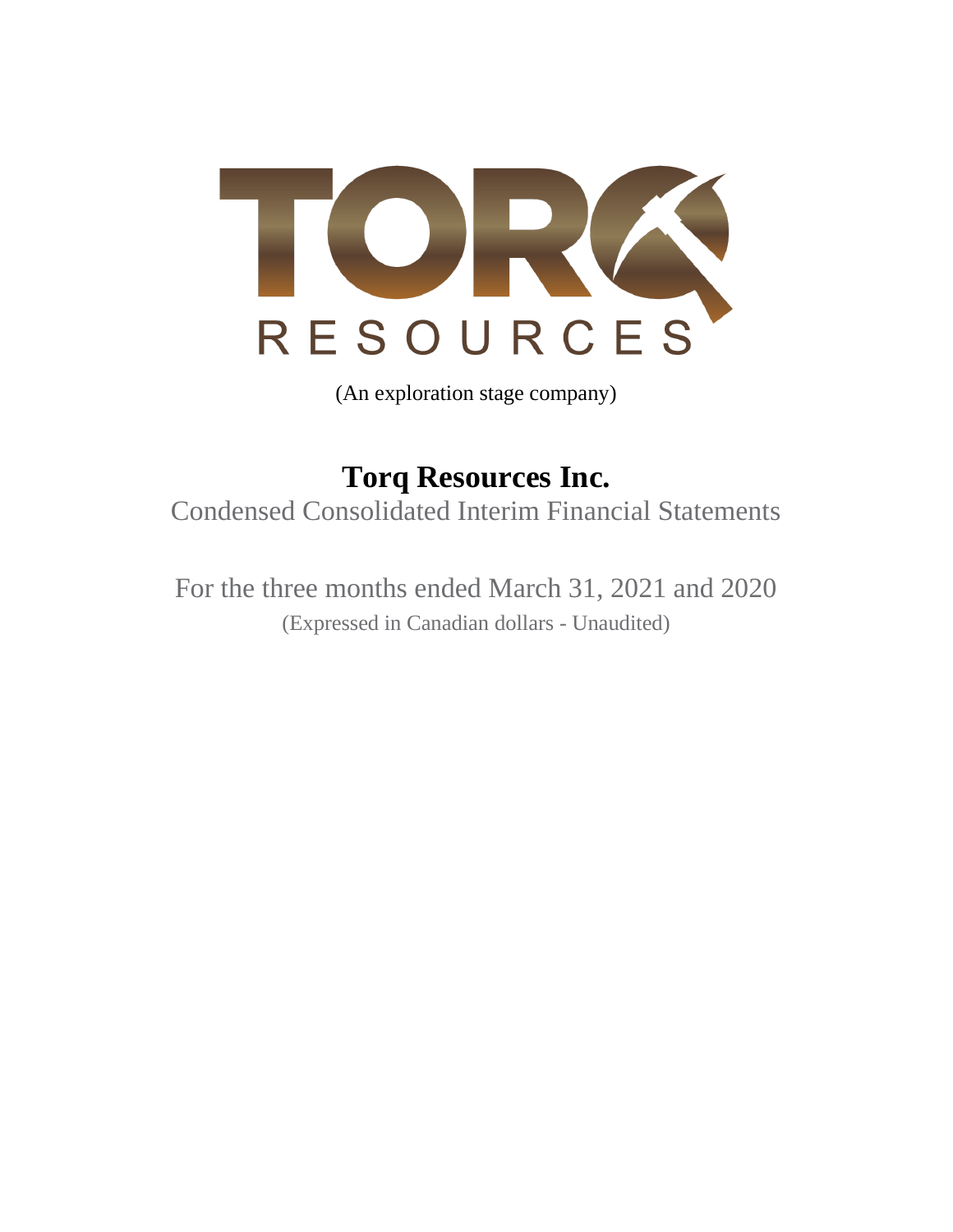TORQ RESOURCES

(An exploration stage company)

# Torq Resources Inc.

Condensed Consolidated Interim Financial Statements

For the three months ended March 31, 2021 and 2020

(Expressed in Canadian dollars - Unaudited)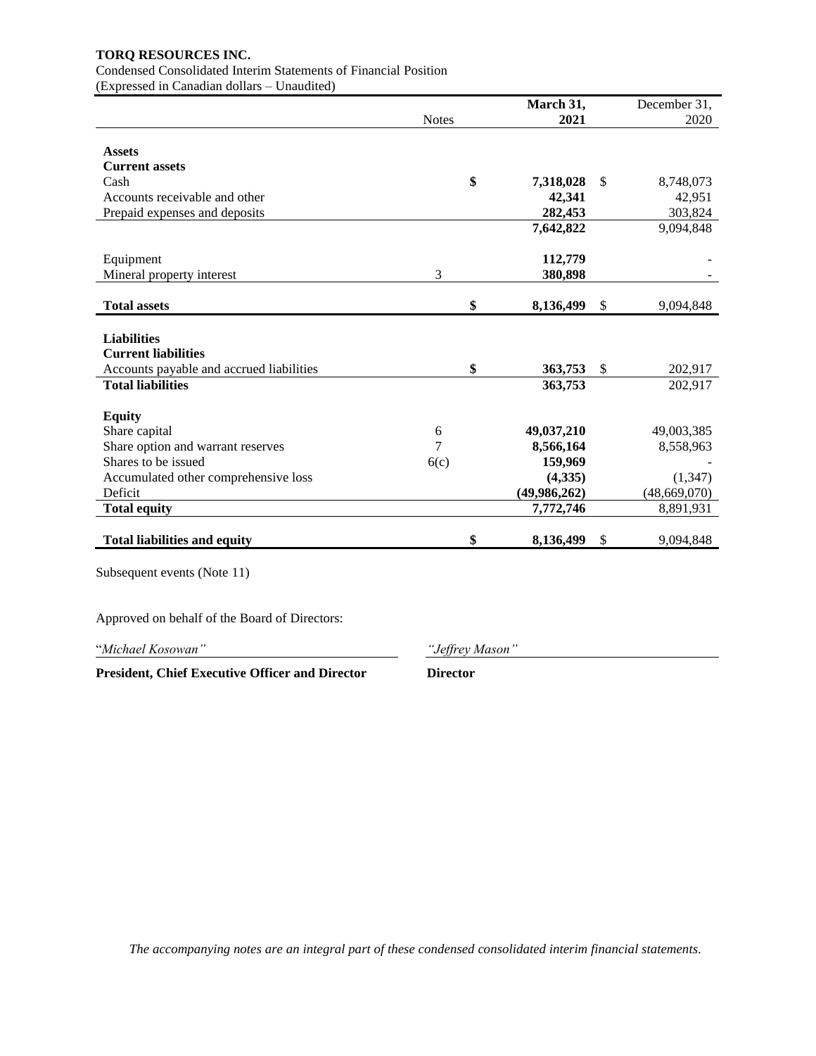**TORQ RESOURCES INC.**

Condensed Consolidated Interim Statements of Financial Position

(Expressed in Canadian dollars – Unaudited)

| | Notes | March 31, 2021 | December 31, 2020 |
|---|---|---|---|
| **Assets** | | | |
| **Current assets** | | | |
| Cash | | **$ 7,318,028** | $ 8,748,073 |
| Accounts receivable and other | | **42,341** | 42,951 |
| Prepaid expenses and deposits | | **282,453** | 303,824 |
| | | **7,642,822** | 9,094,848 |
| Equipment | | **112,779** | - |
| Mineral property interest | 3 | **380,898** | - |
| **Total assets** | | **$ 8,136,499** | $ 9,094,848 |
| **Liabilities** | | | |
| **Current liabilities** | | | |
| Accounts payable and accrued liabilities | | **$ 363,753** | $ 202,917 |
| **Total liabilities** | | **363,753** | 202,917 |
| **Equity** | | | |
| Share capital | 6 | **49,037,210** | 49,003,385 |
| Share option and warrant reserves | 7 | **8,566,164** | 8,558,963 |
| Shares to be issued | 6(c) | **159,969** | - |
| Accumulated other comprehensive loss | | **(4,335)** | (1,347) |
| Deficit | | **(49,986,262)** | (48,669,070) |
| **Total equity** | | **7,772,746** | 8,891,931 |
| **Total liabilities and equity** | | **$ 8,136,499** | $ 9,094,848 |

Subsequent events (Note 11)

Approved on behalf of the Board of Directors:

"*Michael Kosowan*" — **President, Chief Executive Officer and Director**

*"Jeffrey Mason"* — **Director**

*The accompanying notes are an integral part of these condensed consolidated interim financial statements.*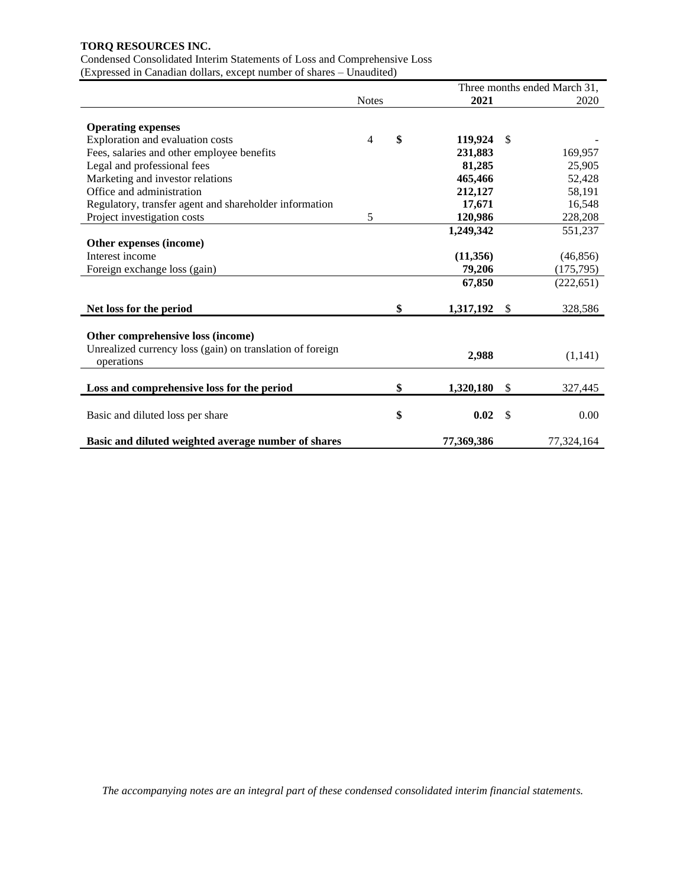**TORQ RESOURCES INC.**

Condensed Consolidated Interim Statements of Loss and Comprehensive Loss
(Expressed in Canadian dollars, except number of shares – Unaudited)

| | Notes | Three months ended March 31, 2021 | 2020 |
|---|---|---|---|
| **Operating expenses** | | | |
| Exploration and evaluation costs | 4 | **$ 119,924** | $ - |
| Fees, salaries and other employee benefits | | **231,883** | 169,957 |
| Legal and professional fees | | **81,285** | 25,905 |
| Marketing and investor relations | | **465,466** | 52,428 |
| Office and administration | | **212,127** | 58,191 |
| Regulatory, transfer agent and shareholder information | | **17,671** | 16,548 |
| Project investigation costs | 5 | **120,986** | 228,208 |
| | | **1,249,342** | 551,237 |
| **Other expenses (income)** | | | |
| Interest income | | **(11,356)** | (46,856) |
| Foreign exchange loss (gain) | | **79,206** | (175,795) |
| | | **67,850** | (222,651) |
| **Net loss for the period** | | **$ 1,317,192** | $ 328,586 |
| **Other comprehensive loss (income)** | | | |
| Unrealized currency loss (gain) on translation of foreign operations | | **2,988** | (1,141) |
| **Loss and comprehensive loss for the period** | | **$ 1,320,180** | $ 327,445 |
| Basic and diluted loss per share | | **$ 0.02** | $ 0.00 |
| **Basic and diluted weighted average number of shares** | | **77,369,386** | 77,324,164 |

*The accompanying notes are an integral part of these condensed consolidated interim financial statements.*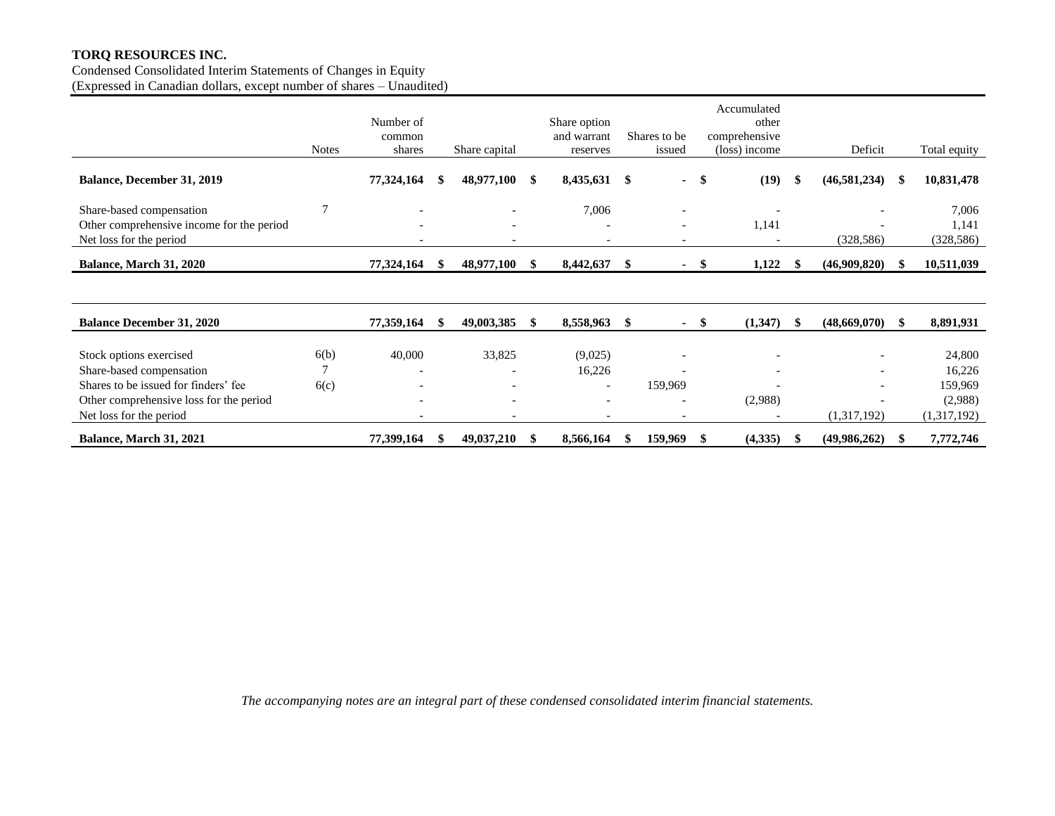**TORQ RESOURCES INC.**

Condensed Consolidated Interim Statements of Changes in Equity
(Expressed in Canadian dollars, except number of shares – Unaudited)

| | Notes | Number of common shares | Share capital | Share option and warrant reserves | Shares to be issued | Accumulated other comprehensive (loss) income | Deficit | Total equity |
|---|---|---|---|---|---|---|---|---|
| **Balance, December 31, 2019** | | **77,324,164** | **$ 48,977,100** | **$ 8,435,631** | **$ -** | **$ (19)** | **$ (46,581,234)** | **$ 10,831,478** |
| Share-based compensation | 7 | - | - | 7,006 | - | - | - | 7,006 |
| Other comprehensive income for the period | | - | - | - | - | 1,141 | - | 1,141 |
| Net loss for the period | | - | - | - | - | - | (328,586) | (328,586) |
| **Balance, March 31, 2020** | | **77,324,164** | **$ 48,977,100** | **$ 8,442,637** | **$ -** | **$ 1,122** | **$ (46,909,820)** | **$ 10,511,039** |
| | | | | | | | | |
| **Balance December 31, 2020** | | **77,359,164** | **$ 49,003,385** | **$ 8,558,963** | **$ -** | **$ (1,347)** | **$ (48,669,070)** | **$ 8,891,931** |
| Stock options exercised | 6(b) | 40,000 | 33,825 | (9,025) | - | - | - | 24,800 |
| Share-based compensation | 7 | - | - | 16,226 | - | - | - | 16,226 |
| Shares to be issued for finders' fee | 6(c) | - | - | - | 159,969 | - | - | 159,969 |
| Other comprehensive loss for the period | | - | - | - | - | (2,988) | - | (2,988) |
| Net loss for the period | | - | - | - | - | - | (1,317,192) | (1,317,192) |
| **Balance, March 31, 2021** | | **77,399,164** | **$ 49,037,210** | **$ 8,566,164** | **$ 159,969** | **$ (4,335)** | **$ (49,986,262)** | **$ 7,772,746** |

*The accompanying notes are an integral part of these condensed consolidated interim financial statements.*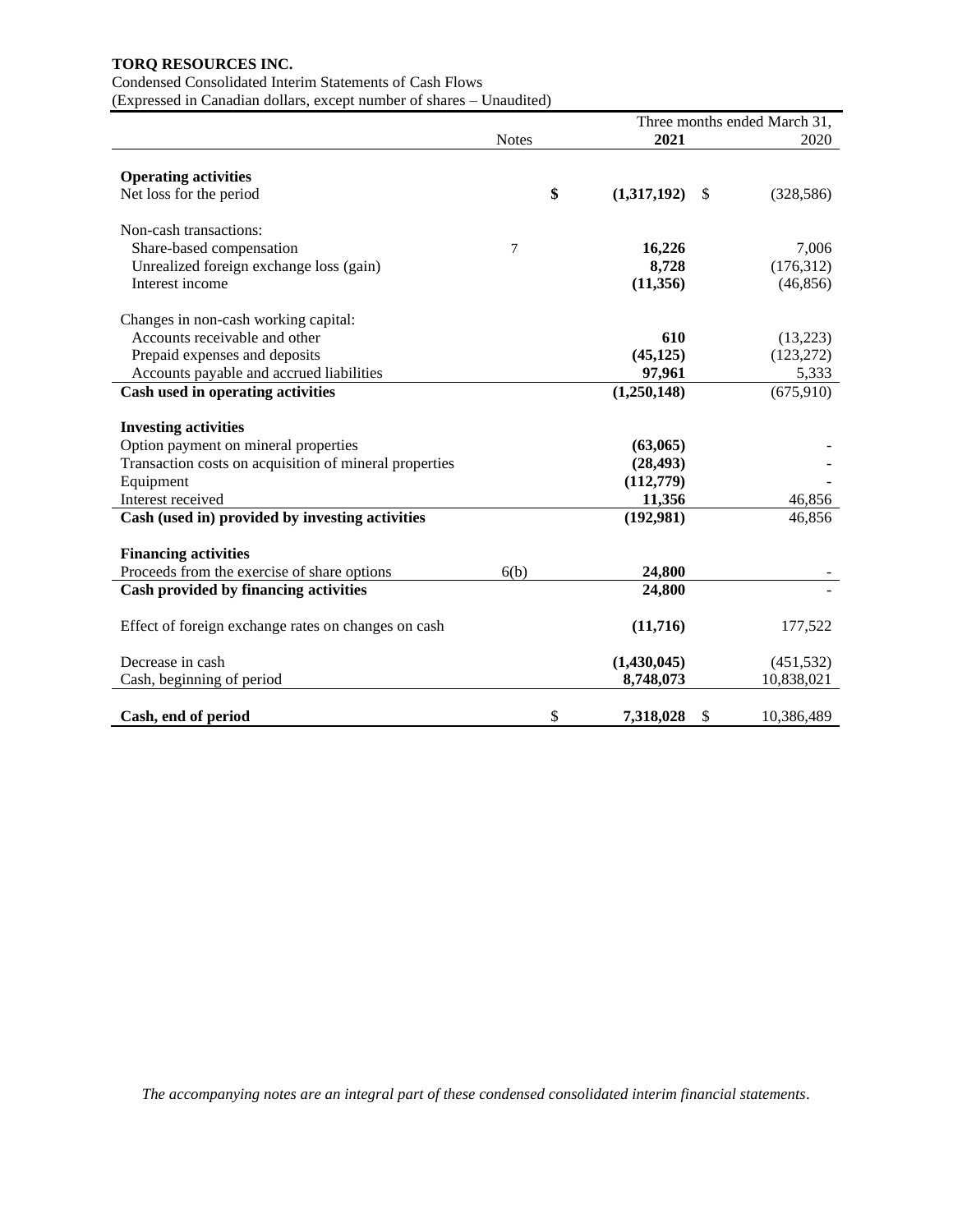**TORQ RESOURCES INC.**

Condensed Consolidated Interim Statements of Cash Flows
(Expressed in Canadian dollars, except number of shares – Unaudited)

| | Notes | Three months ended March 31, 2021 | 2020 |
|---|---|---|---|
| **Operating activities** | | | |
| Net loss for the period | | **$ (1,317,192)** | $ (328,586) |
| Non-cash transactions: | | | |
| Share-based compensation | 7 | **16,226** | 7,006 |
| Unrealized foreign exchange loss (gain) | | **8,728** | (176,312) |
| Interest income | | **(11,356)** | (46,856) |
| Changes in non-cash working capital: | | | |
| Accounts receivable and other | | **610** | (13,223) |
| Prepaid expenses and deposits | | **(45,125)** | (123,272) |
| Accounts payable and accrued liabilities | | **97,961** | 5,333 |
| **Cash used in operating activities** | | **(1,250,148)** | (675,910) |
| **Investing activities** | | | |
| Option payment on mineral properties | | **(63,065)** | - |
| Transaction costs on acquisition of mineral properties | | **(28,493)** | - |
| Equipment | | **(112,779)** | - |
| Interest received | | **11,356** | 46,856 |
| **Cash (used in) provided by investing activities** | | **(192,981)** | 46,856 |
| **Financing activities** | | | |
| Proceeds from the exercise of share options | 6(b) | **24,800** | - |
| **Cash provided by financing activities** | | **24,800** | - |
| Effect of foreign exchange rates on changes on cash | | **(11,716)** | 177,522 |
| Decrease in cash | | **(1,430,045)** | (451,532) |
| Cash, beginning of period | | **8,748,073** | 10,838,021 |
| **Cash, end of period** | | **$ 7,318,028** | $ 10,386,489 |

*The accompanying notes are an integral part of these condensed consolidated interim financial statements.*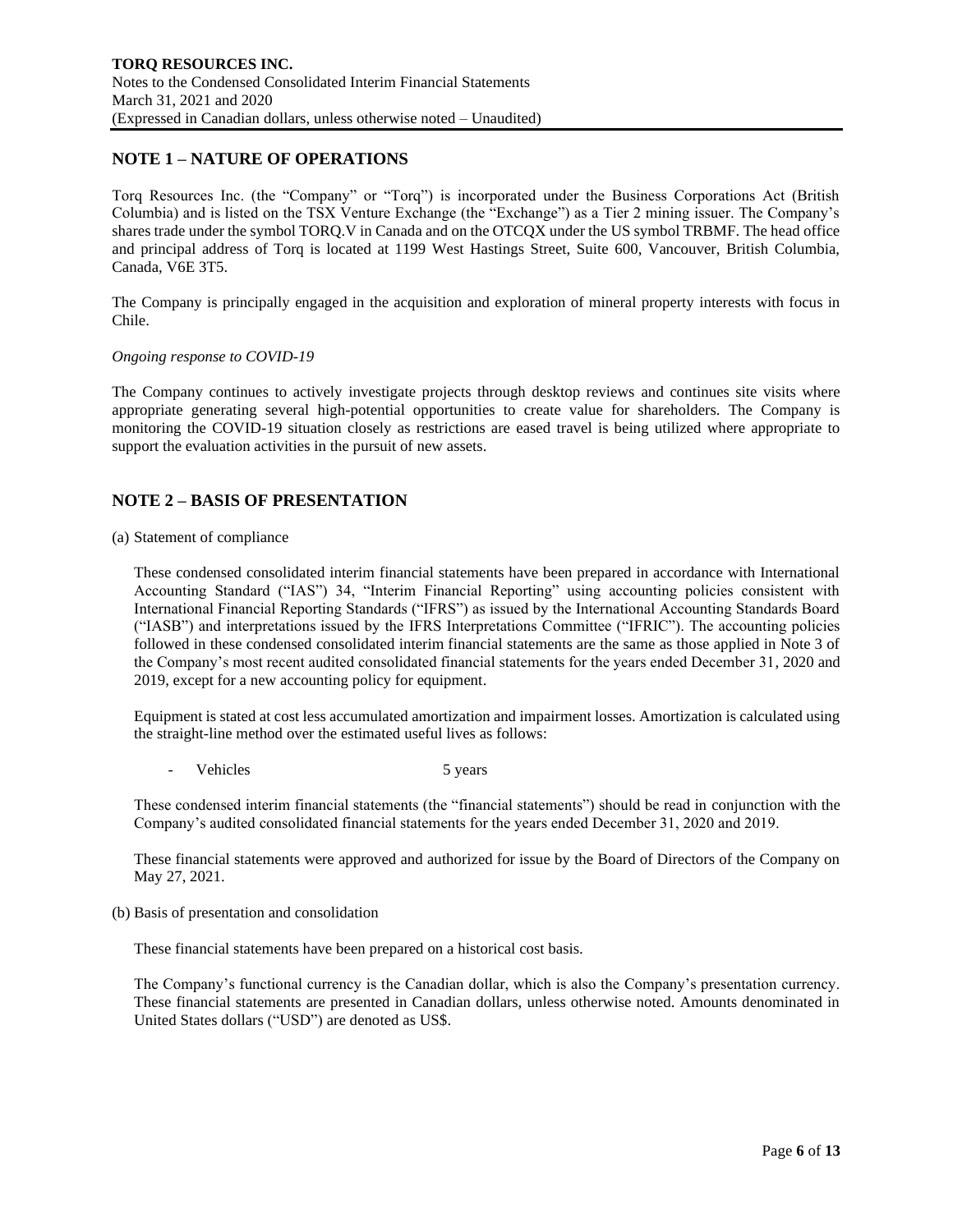## NOTE 1 – NATURE OF OPERATIONS

Torq Resources Inc. (the "Company" or "Torq") is incorporated under the Business Corporations Act (British Columbia) and is listed on the TSX Venture Exchange (the "Exchange") as a Tier 2 mining issuer. The Company's shares trade under the symbol TORQ.V in Canada and on the OTCQX under the US symbol TRBMF. The head office and principal address of Torq is located at 1199 West Hastings Street, Suite 600, Vancouver, British Columbia, Canada, V6E 3T5.

The Company is principally engaged in the acquisition and exploration of mineral property interests with focus in Chile.

*Ongoing response to COVID-19*

The Company continues to actively investigate projects through desktop reviews and continues site visits where appropriate generating several high-potential opportunities to create value for shareholders. The Company is monitoring the COVID-19 situation closely as restrictions are eased travel is being utilized where appropriate to support the evaluation activities in the pursuit of new assets.

## NOTE 2 – BASIS OF PRESENTATION

(a) Statement of compliance

These condensed consolidated interim financial statements have been prepared in accordance with International Accounting Standard ("IAS") 34, "Interim Financial Reporting" using accounting policies consistent with International Financial Reporting Standards ("IFRS") as issued by the International Accounting Standards Board ("IASB") and interpretations issued by the IFRS Interpretations Committee ("IFRIC"). The accounting policies followed in these condensed consolidated interim financial statements are the same as those applied in Note 3 of the Company's most recent audited consolidated financial statements for the years ended December 31, 2020 and 2019, except for a new accounting policy for equipment.

Equipment is stated at cost less accumulated amortization and impairment losses. Amortization is calculated using the straight-line method over the estimated useful lives as follows:

- Vehicles 5 years

These condensed interim financial statements (the "financial statements") should be read in conjunction with the Company's audited consolidated financial statements for the years ended December 31, 2020 and 2019.

These financial statements were approved and authorized for issue by the Board of Directors of the Company on May 27, 2021.

(b) Basis of presentation and consolidation

These financial statements have been prepared on a historical cost basis.

The Company's functional currency is the Canadian dollar, which is also the Company's presentation currency. These financial statements are presented in Canadian dollars, unless otherwise noted. Amounts denominated in United States dollars ("USD") are denoted as US$.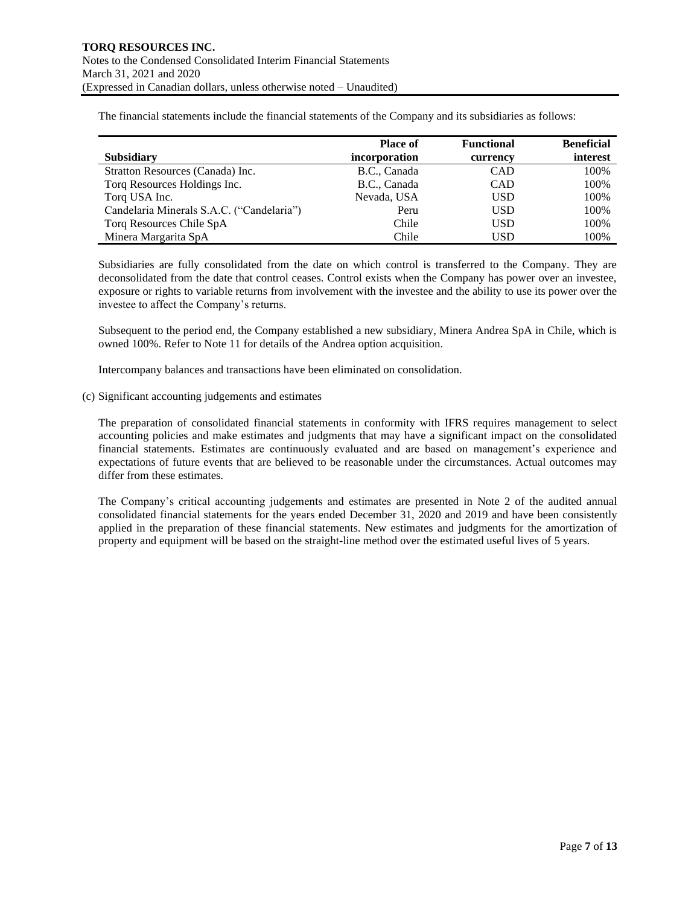The financial statements include the financial statements of the Company and its subsidiaries as follows:

| Subsidiary | Place of incorporation | Functional currency | Beneficial interest |
|---|---|---|---|
| Stratton Resources (Canada) Inc. | B.C., Canada | CAD | 100% |
| Torq Resources Holdings Inc. | B.C., Canada | CAD | 100% |
| Torq USA Inc. | Nevada, USA | USD | 100% |
| Candelaria Minerals S.A.C. ("Candelaria") | Peru | USD | 100% |
| Torq Resources Chile SpA | Chile | USD | 100% |
| Minera Margarita SpA | Chile | USD | 100% |

Subsidiaries are fully consolidated from the date on which control is transferred to the Company. They are deconsolidated from the date that control ceases. Control exists when the Company has power over an investee, exposure or rights to variable returns from involvement with the investee and the ability to use its power over the investee to affect the Company's returns.

Subsequent to the period end, the Company established a new subsidiary, Minera Andrea SpA in Chile, which is owned 100%. Refer to Note 11 for details of the Andrea option acquisition.

Intercompany balances and transactions have been eliminated on consolidation.

(c) Significant accounting judgements and estimates

The preparation of consolidated financial statements in conformity with IFRS requires management to select accounting policies and make estimates and judgments that may have a significant impact on the consolidated financial statements. Estimates are continuously evaluated and are based on management's experience and expectations of future events that are believed to be reasonable under the circumstances. Actual outcomes may differ from these estimates.

The Company's critical accounting judgements and estimates are presented in Note 2 of the audited annual consolidated financial statements for the years ended December 31, 2020 and 2019 and have been consistently applied in the preparation of these financial statements. New estimates and judgments for the amortization of property and equipment will be based on the straight-line method over the estimated useful lives of 5 years.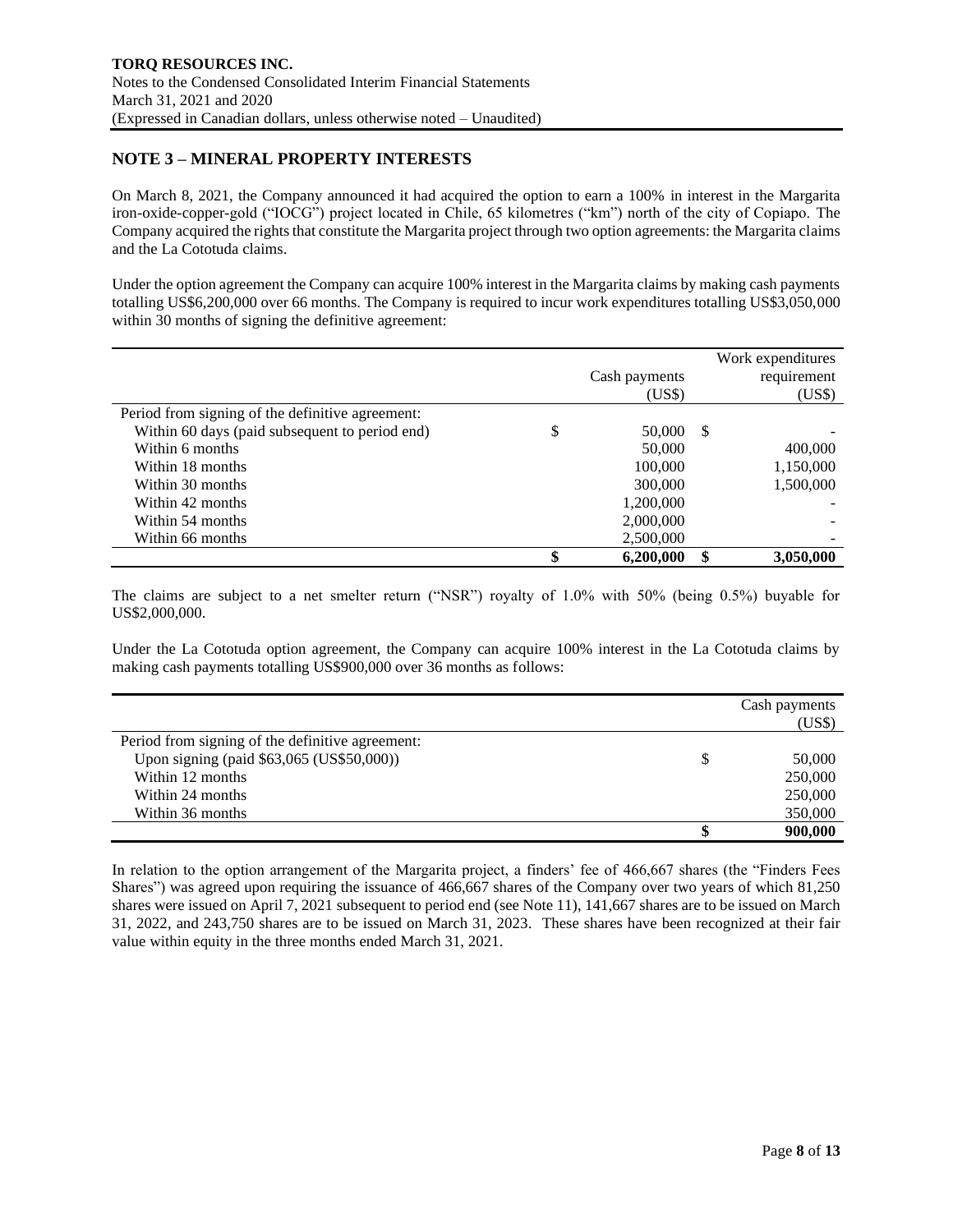TORQ RESOURCES INC.
Notes to the Condensed Consolidated Interim Financial Statements
March 31, 2021 and 2020
(Expressed in Canadian dollars, unless otherwise noted – Unaudited)

## NOTE 3 – MINERAL PROPERTY INTERESTS

On March 8, 2021, the Company announced it had acquired the option to earn a 100% in interest in the Margarita iron-oxide-copper-gold ("IOCG") project located in Chile, 65 kilometres ("km") north of the city of Copiapo. The Company acquired the rights that constitute the Margarita project through two option agreements: the Margarita claims and the La Cototuda claims.

Under the option agreement the Company can acquire 100% interest in the Margarita claims by making cash payments totalling US$6,200,000 over 66 months. The Company is required to incur work expenditures totalling US$3,050,000 within 30 months of signing the definitive agreement:

| | Cash payments (US$) | Work expenditures requirement (US$) |
|---|---|---|
| Period from signing of the definitive agreement: | | |
| Within 60 days (paid subsequent to period end) | $ 50,000 | $ - |
| Within 6 months | 50,000 | 400,000 |
| Within 18 months | 100,000 | 1,150,000 |
| Within 30 months | 300,000 | 1,500,000 |
| Within 42 months | 1,200,000 | - |
| Within 54 months | 2,000,000 | - |
| Within 66 months | 2,500,000 | - |
| | **$ 6,200,000** | **$ 3,050,000** |

The claims are subject to a net smelter return ("NSR") royalty of 1.0% with 50% (being 0.5%) buyable for US$2,000,000.

Under the La Cototuda option agreement, the Company can acquire 100% interest in the La Cototuda claims by making cash payments totalling US$900,000 over 36 months as follows:

| | Cash payments (US$) |
|---|---|
| Period from signing of the definitive agreement: | |
| Upon signing (paid $63,065 (US$50,000)) | $ 50,000 |
| Within 12 months | 250,000 |
| Within 24 months | 250,000 |
| Within 36 months | 350,000 |
| | **$ 900,000** |

In relation to the option arrangement of the Margarita project, a finders' fee of 466,667 shares (the "Finders Fees Shares") was agreed upon requiring the issuance of 466,667 shares of the Company over two years of which 81,250 shares were issued on April 7, 2021 subsequent to period end (see Note 11), 141,667 shares are to be issued on March 31, 2022, and 243,750 shares are to be issued on March 31, 2023. These shares have been recognized at their fair value within equity in the three months ended March 31, 2021.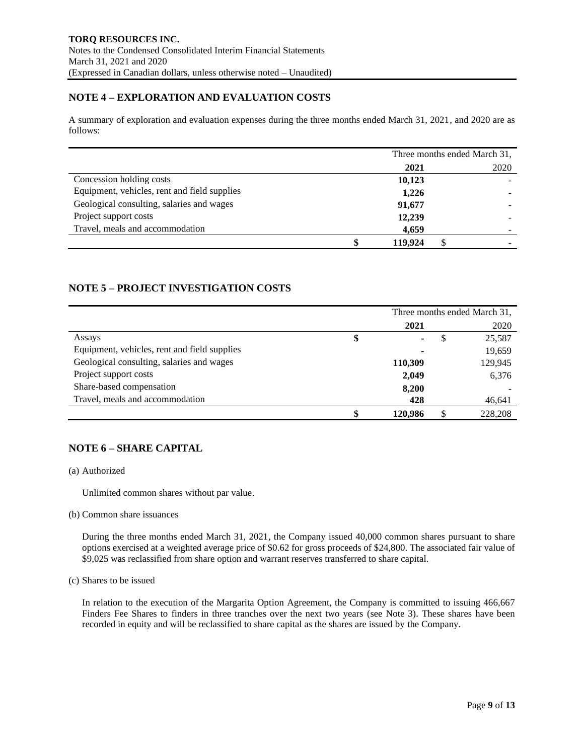## NOTE 4 – EXPLORATION AND EVALUATION COSTS

A summary of exploration and evaluation expenses during the three months ended March 31, 2021, and 2020 are as follows:

| | Three months ended March 31, | |
|---|---|---|
| | **2021** | 2020 |
| Concession holding costs | **10,123** | - |
| Equipment, vehicles, rent and field supplies | **1,226** | - |
| Geological consulting, salaries and wages | **91,677** | - |
| Project support costs | **12,239** | - |
| Travel, meals and accommodation | **4,659** | - |
| | **$ 119,924** | $ - |

## NOTE 5 – PROJECT INVESTIGATION COSTS

| | Three months ended March 31, | |
|---|---|---|
| | **2021** | 2020 |
| Assays | **$ -** | $ 25,587 |
| Equipment, vehicles, rent and field supplies | **-** | 19,659 |
| Geological consulting, salaries and wages | **110,309** | 129,945 |
| Project support costs | **2,049** | 6,376 |
| Share-based compensation | **8,200** | - |
| Travel, meals and accommodation | **428** | 46,641 |
| | **$ 120,986** | $ 228,208 |

## NOTE 6 – SHARE CAPITAL

(a) Authorized

Unlimited common shares without par value.

(b) Common share issuances

During the three months ended March 31, 2021, the Company issued 40,000 common shares pursuant to share options exercised at a weighted average price of $0.62 for gross proceeds of $24,800. The associated fair value of $9,025 was reclassified from share option and warrant reserves transferred to share capital.

(c) Shares to be issued

In relation to the execution of the Margarita Option Agreement, the Company is committed to issuing 466,667 Finders Fee Shares to finders in three tranches over the next two years (see Note 3). These shares have been recorded in equity and will be reclassified to share capital as the shares are issued by the Company.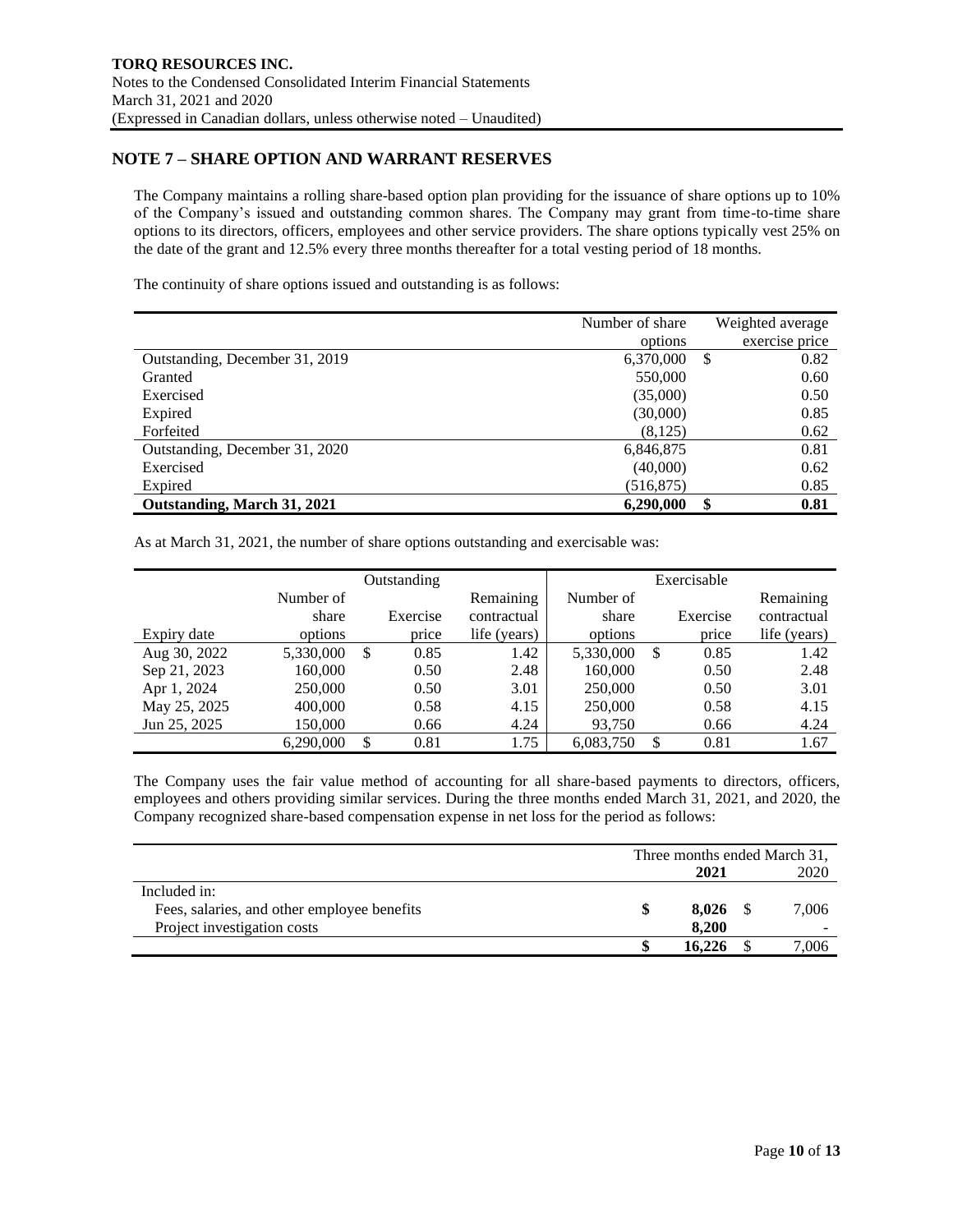TORQ RESOURCES INC.
Notes to the Condensed Consolidated Interim Financial Statements
March 31, 2021 and 2020
(Expressed in Canadian dollars, unless otherwise noted – Unaudited)

## NOTE 7 – SHARE OPTION AND WARRANT RESERVES

The Company maintains a rolling share-based option plan providing for the issuance of share options up to 10% of the Company's issued and outstanding common shares. The Company may grant from time-to-time share options to its directors, officers, employees and other service providers. The share options typically vest 25% on the date of the grant and 12.5% every three months thereafter for a total vesting period of 18 months.

The continuity of share options issued and outstanding is as follows:

| | Number of share options | Weighted average exercise price |
|---|---:|---:|
| Outstanding, December 31, 2019 | 6,370,000 | $ 0.82 |
| Granted | 550,000 | 0.60 |
| Exercised | (35,000) | 0.50 |
| Expired | (30,000) | 0.85 |
| Forfeited | (8,125) | 0.62 |
| Outstanding, December 31, 2020 | 6,846,875 | 0.81 |
| Exercised | (40,000) | 0.62 |
| Expired | (516,875) | 0.85 |
| **Outstanding, March 31, 2021** | **6,290,000** | **$ 0.81** |

As at March 31, 2021, the number of share options outstanding and exercisable was:

| | Outstanding | | | Exercisable | | |
|---|---:|---:|---:|---:|---:|---:|
| Expiry date | Number of share options | Exercise price | Remaining contractual life (years) | Number of share options | Exercise price | Remaining contractual life (years) |
| Aug 30, 2022 | 5,330,000 | $ 0.85 | 1.42 | 5,330,000 | $ 0.85 | 1.42 |
| Sep 21, 2023 | 160,000 | 0.50 | 2.48 | 160,000 | 0.50 | 2.48 |
| Apr 1, 2024 | 250,000 | 0.50 | 3.01 | 250,000 | 0.50 | 3.01 |
| May 25, 2025 | 400,000 | 0.58 | 4.15 | 250,000 | 0.58 | 4.15 |
| Jun 25, 2025 | 150,000 | 0.66 | 4.24 | 93,750 | 0.66 | 4.24 |
| | 6,290,000 | $ 0.81 | 1.75 | 6,083,750 | $ 0.81 | 1.67 |

The Company uses the fair value method of accounting for all share-based payments to directors, officers, employees and others providing similar services. During the three months ended March 31, 2021, and 2020, the Company recognized share-based compensation expense in net loss for the period as follows:

| | Three months ended March 31, 2021 | 2020 |
|---|---:|---:|
| Included in: | | |
| Fees, salaries, and other employee benefits | $ **8,026** | $ 7,006 |
| Project investigation costs | **8,200** | - |
| | $ **16,226** | $ 7,006 |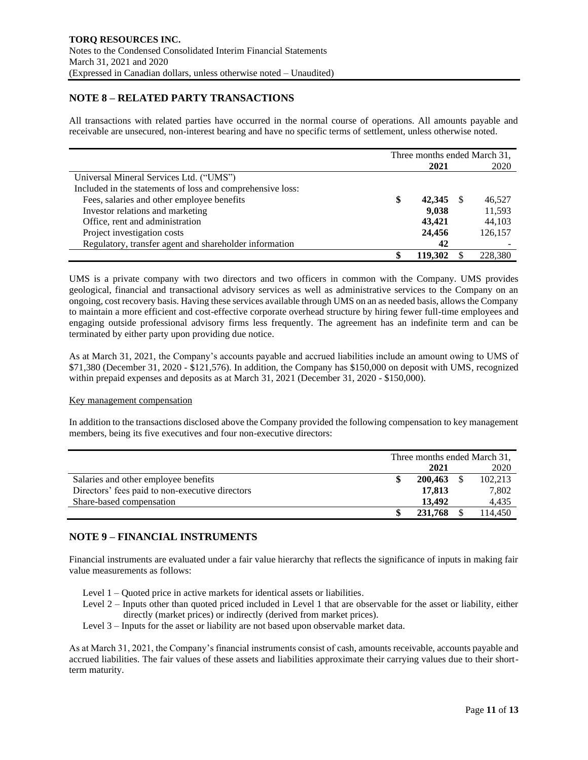## NOTE 8 – RELATED PARTY TRANSACTIONS

All transactions with related parties have occurred in the normal course of operations. All amounts payable and receivable are unsecured, non-interest bearing and have no specific terms of settlement, unless otherwise noted.

| | Three months ended March 31, | |
|---|---|---|
| | **2021** | 2020 |
| Universal Mineral Services Ltd. ("UMS") | | |
| Included in the statements of loss and comprehensive loss: | | |
| Fees, salaries and other employee benefits | **$ 42,345** | $ 46,527 |
| Investor relations and marketing | **9,038** | 11,593 |
| Office, rent and administration | **43,421** | 44,103 |
| Project investigation costs | **24,456** | 126,157 |
| Regulatory, transfer agent and shareholder information | **42** | - |
| | **$ 119,302** | $ 228,380 |

UMS is a private company with two directors and two officers in common with the Company. UMS provides geological, financial and transactional advisory services as well as administrative services to the Company on an ongoing, cost recovery basis. Having these services available through UMS on an as needed basis, allows the Company to maintain a more efficient and cost-effective corporate overhead structure by hiring fewer full-time employees and engaging outside professional advisory firms less frequently. The agreement has an indefinite term and can be terminated by either party upon providing due notice.

As at March 31, 2021, the Company's accounts payable and accrued liabilities include an amount owing to UMS of $71,380 (December 31, 2020 - $121,576). In addition, the Company has $150,000 on deposit with UMS, recognized within prepaid expenses and deposits as at March 31, 2021 (December 31, 2020 - $150,000).

Key management compensation

In addition to the transactions disclosed above the Company provided the following compensation to key management members, being its five executives and four non-executive directors:

| | Three months ended March 31, | |
|---|---|---|
| | **2021** | 2020 |
| Salaries and other employee benefits | **$ 200,463** | $ 102,213 |
| Directors' fees paid to non-executive directors | **17,813** | 7,802 |
| Share-based compensation | **13,492** | 4,435 |
| | **$ 231,768** | $ 114,450 |

## NOTE 9 – FINANCIAL INSTRUMENTS

Financial instruments are evaluated under a fair value hierarchy that reflects the significance of inputs in making fair value measurements as follows:

- Level 1 – Quoted price in active markets for identical assets or liabilities.
- Level 2 – Inputs other than quoted priced included in Level 1 that are observable for the asset or liability, either directly (market prices) or indirectly (derived from market prices).
- Level 3 – Inputs for the asset or liability are not based upon observable market data.

As at March 31, 2021, the Company's financial instruments consist of cash, amounts receivable, accounts payable and accrued liabilities. The fair values of these assets and liabilities approximate their carrying values due to their short-term maturity.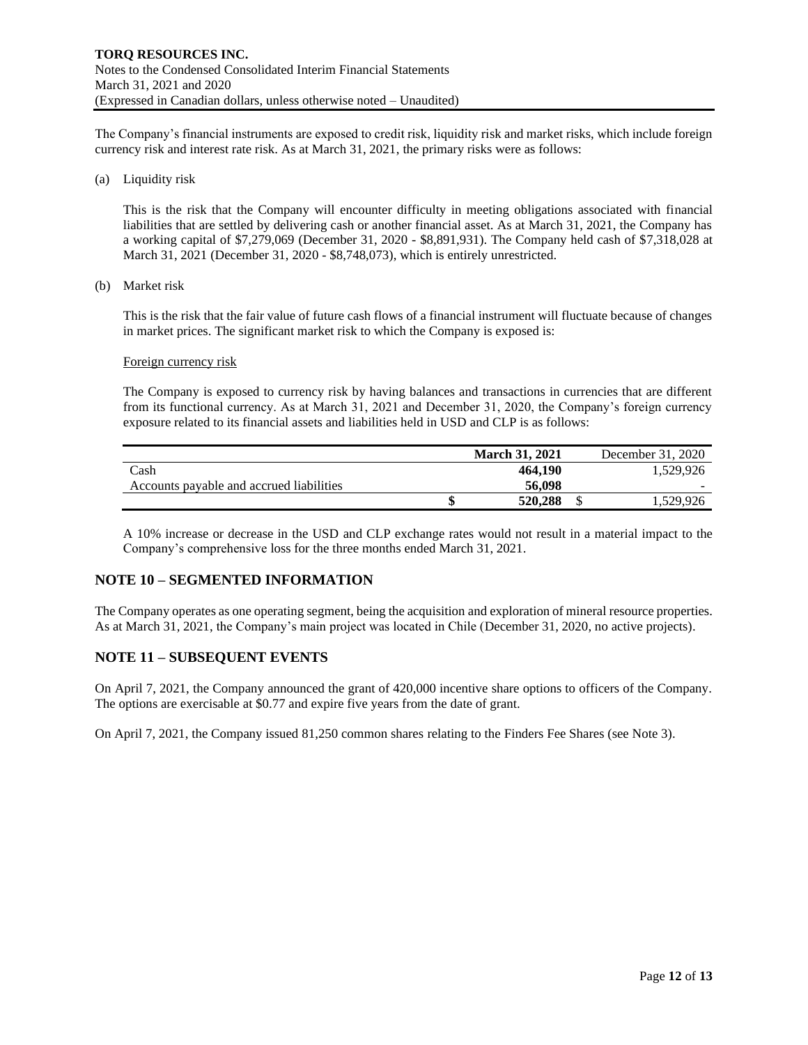The Company's financial instruments are exposed to credit risk, liquidity risk and market risks, which include foreign currency risk and interest rate risk. As at March 31, 2021, the primary risks were as follows:

(a) Liquidity risk

This is the risk that the Company will encounter difficulty in meeting obligations associated with financial liabilities that are settled by delivering cash or another financial asset. As at March 31, 2021, the Company has a working capital of $7,279,069 (December 31, 2020 - $8,891,931). The Company held cash of $7,318,028 at March 31, 2021 (December 31, 2020 - $8,748,073), which is entirely unrestricted.

(b) Market risk

This is the risk that the fair value of future cash flows of a financial instrument will fluctuate because of changes in market prices. The significant market risk to which the Company is exposed is:

Foreign currency risk

The Company is exposed to currency risk by having balances and transactions in currencies that are different from its functional currency. As at March 31, 2021 and December 31, 2020, the Company's foreign currency exposure related to its financial assets and liabilities held in USD and CLP is as follows:

| | **March 31, 2021** | December 31, 2020 |
|---|---|---|
| Cash | **464,190** | 1,529,926 |
| Accounts payable and accrued liabilities | **56,098** | - |
| | **$ 520,288** | $ 1,529,926 |

A 10% increase or decrease in the USD and CLP exchange rates would not result in a material impact to the Company's comprehensive loss for the three months ended March 31, 2021.

## NOTE 10 – SEGMENTED INFORMATION

The Company operates as one operating segment, being the acquisition and exploration of mineral resource properties. As at March 31, 2021, the Company's main project was located in Chile (December 31, 2020, no active projects).

## NOTE 11 – SUBSEQUENT EVENTS

On April 7, 2021, the Company announced the grant of 420,000 incentive share options to officers of the Company. The options are exercisable at $0.77 and expire five years from the date of grant.

On April 7, 2021, the Company issued 81,250 common shares relating to the Finders Fee Shares (see Note 3).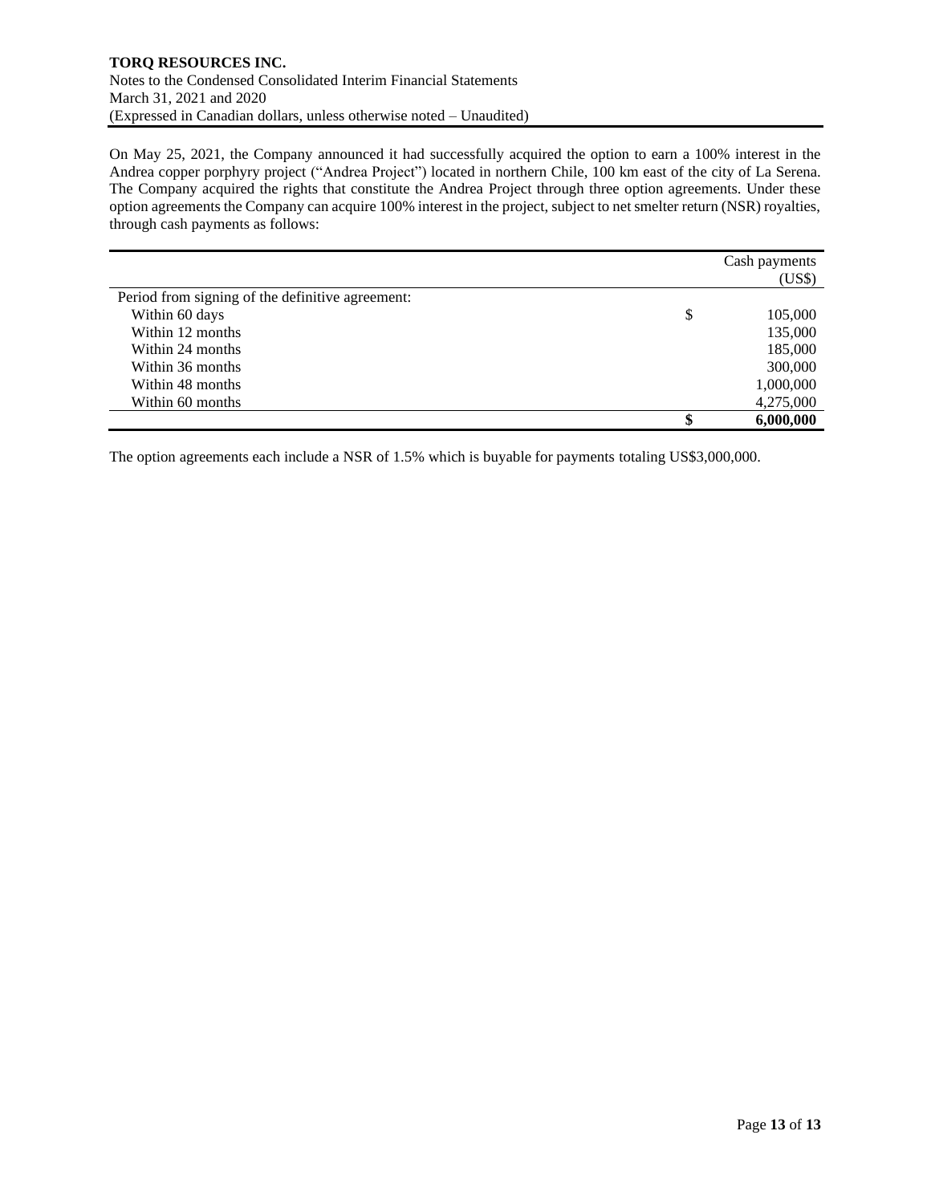On May 25, 2021, the Company announced it had successfully acquired the option to earn a 100% interest in the Andrea copper porphyry project ("Andrea Project") located in northern Chile, 100 km east of the city of La Serena. The Company acquired the rights that constitute the Andrea Project through three option agreements. Under these option agreements the Company can acquire 100% interest in the project, subject to net smelter return (NSR) royalties, through cash payments as follows:

| | | Cash payments (US$) |
|---|---|---|
| Period from signing of the definitive agreement: | | |
| Within 60 days | $ | 105,000 |
| Within 12 months | | 135,000 |
| Within 24 months | | 185,000 |
| Within 36 months | | 300,000 |
| Within 48 months | | 1,000,000 |
| Within 60 months | | 4,275,000 |
| | **$** | **6,000,000** |

The option agreements each include a NSR of 1.5% which is buyable for payments totaling US$3,000,000.